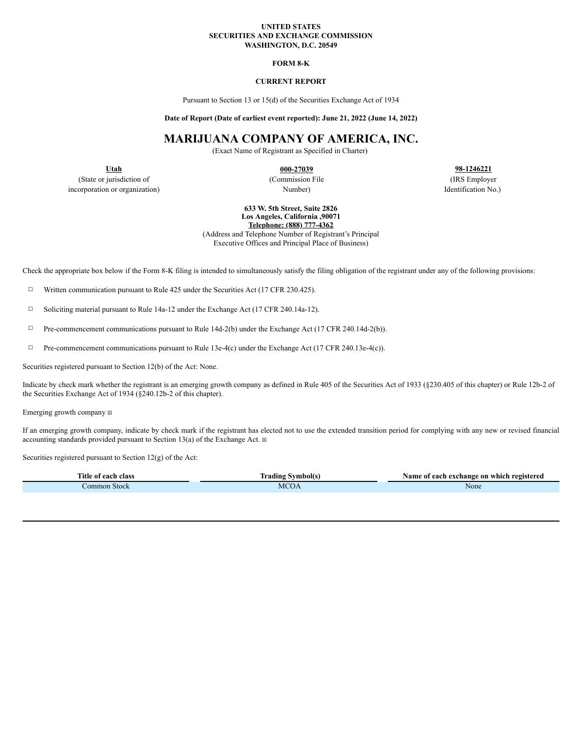**UNITED STATES**
**SECURITIES AND EXCHANGE COMMISSION**
**WASHINGTON, D.C. 20549**

**FORM 8-K**

**CURRENT REPORT**

Pursuant to Section 13 or 15(d) of the Securities Exchange Act of 1934

**Date of Report (Date of earliest event reported): June 21, 2022 (June 14, 2022)**

# MARIJUANA COMPANY OF AMERICA, INC.

(Exact Name of Registrant as Specified in Charter)

| **Utah** | **000-27039** | **98-1246221** |
|---|---|---|
| (State or jurisdiction of incorporation or organization) | (Commission File Number) | (IRS Employer Identification No.) |

**633 W. 5th Street, Suite 2826**
**Los Angeles, California ,90071**
**Telephone: (888) 777-4362**
(Address and Telephone Number of Registrant's Principal Executive Offices and Principal Place of Business)

Check the appropriate box below if the Form 8-K filing is intended to simultaneously satisfy the filing obligation of the registrant under any of the following provisions:

☐ Written communication pursuant to Rule 425 under the Securities Act (17 CFR 230.425).

☐ Soliciting material pursuant to Rule 14a-12 under the Exchange Act (17 CFR 240.14a-12).

☐ Pre-commencement communications pursuant to Rule 14d-2(b) under the Exchange Act (17 CFR 240.14d-2(b)).

☐ Pre-commencement communications pursuant to Rule 13e-4(c) under the Exchange Act (17 CFR 240.13e-4(c)).

Securities registered pursuant to Section 12(b) of the Act: None.

Indicate by check mark whether the registrant is an emerging growth company as defined in Rule 405 of the Securities Act of 1933 (§230.405 of this chapter) or Rule 12b-2 of the Securities Exchange Act of 1934 (§240.12b-2 of this chapter).

Emerging growth company ☒

If an emerging growth company, indicate by check mark if the registrant has elected not to use the extended transition period for complying with any new or revised financial accounting standards provided pursuant to Section 13(a) of the Exchange Act. ☒

Securities registered pursuant to Section 12(g) of the Act:

| Title of each class | Trading Symbol(s) | Name of each exchange on which registered |
|---|---|---|
| Common Stock | MCOA | None |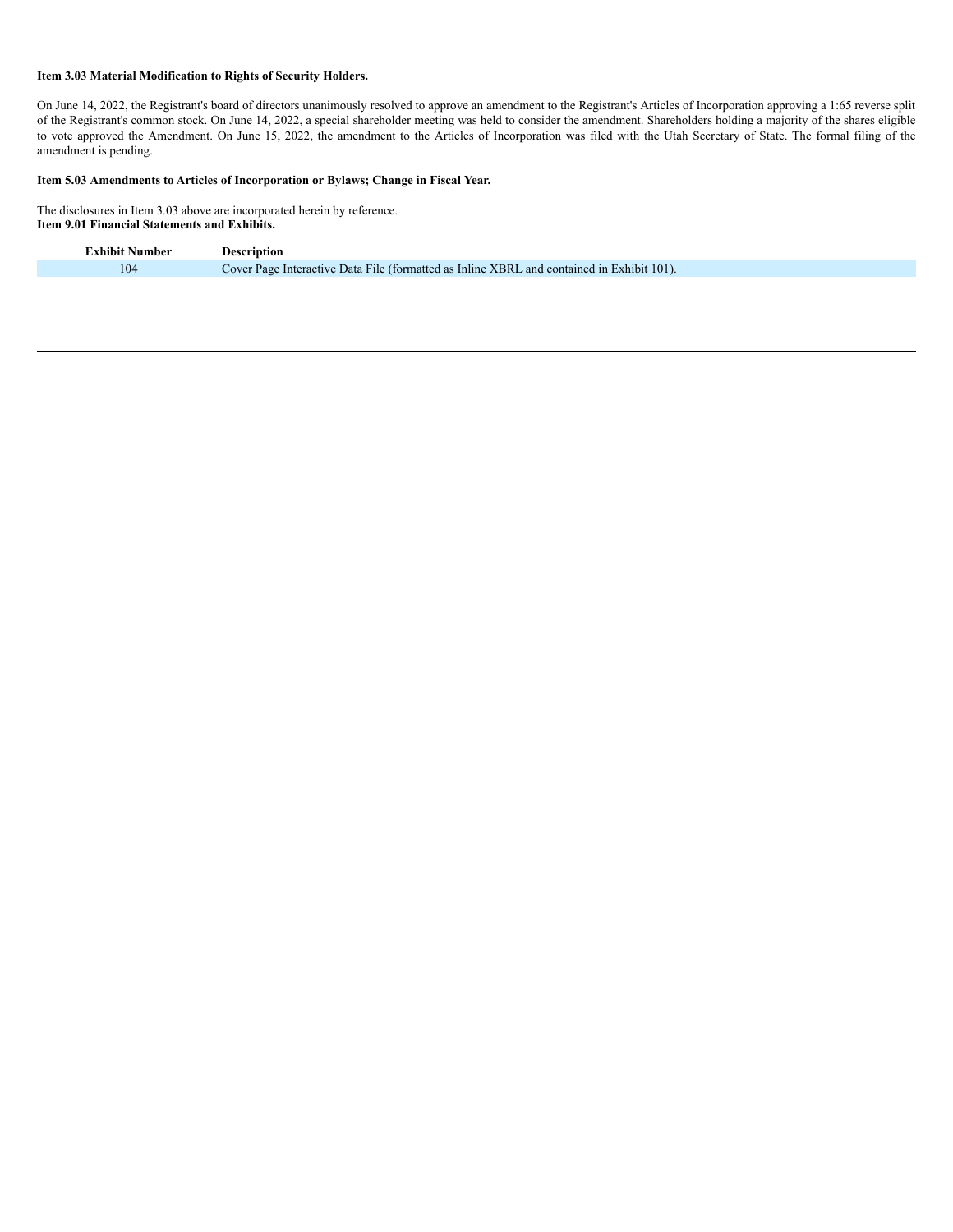**Item 3.03 Material Modification to Rights of Security Holders.**

On June 14, 2022, the Registrant's board of directors unanimously resolved to approve an amendment to the Registrant's Articles of Incorporation approving a 1:65 reverse split of the Registrant's common stock. On June 14, 2022, a special shareholder meeting was held to consider the amendment. Shareholders holding a majority of the shares eligible to vote approved the Amendment. On June 15, 2022, the amendment to the Articles of Incorporation was filed with the Utah Secretary of State. The formal filing of the amendment is pending.

**Item 5.03 Amendments to Articles of Incorporation or Bylaws; Change in Fiscal Year.**

The disclosures in Item 3.03 above are incorporated herein by reference.

**Item 9.01 Financial Statements and Exhibits.**

| Exhibit Number | Description |
|---|---|
| 104 | Cover Page Interactive Data File (formatted as Inline XBRL and contained in Exhibit 101). |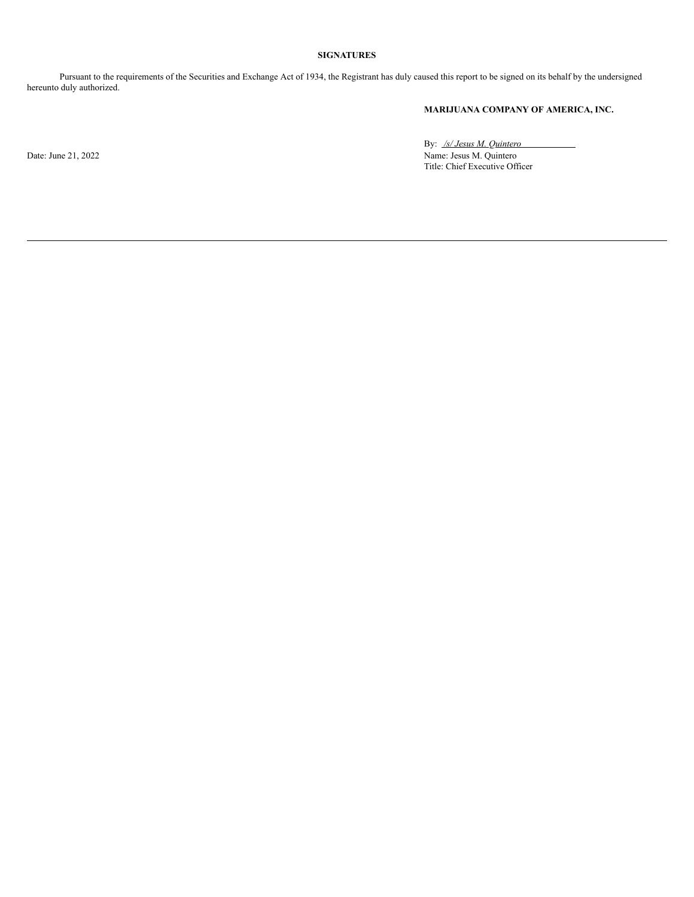**SIGNATURES**

Pursuant to the requirements of the Securities and Exchange Act of 1934, the Registrant has duly caused this report to be signed on its behalf by the undersigned hereunto duly authorized.

**MARIJUANA COMPANY OF AMERICA, INC.**

Date: June 21, 2022

By: */s/ Jesus M. Quintero*
Name: Jesus M. Quintero
Title: Chief Executive Officer